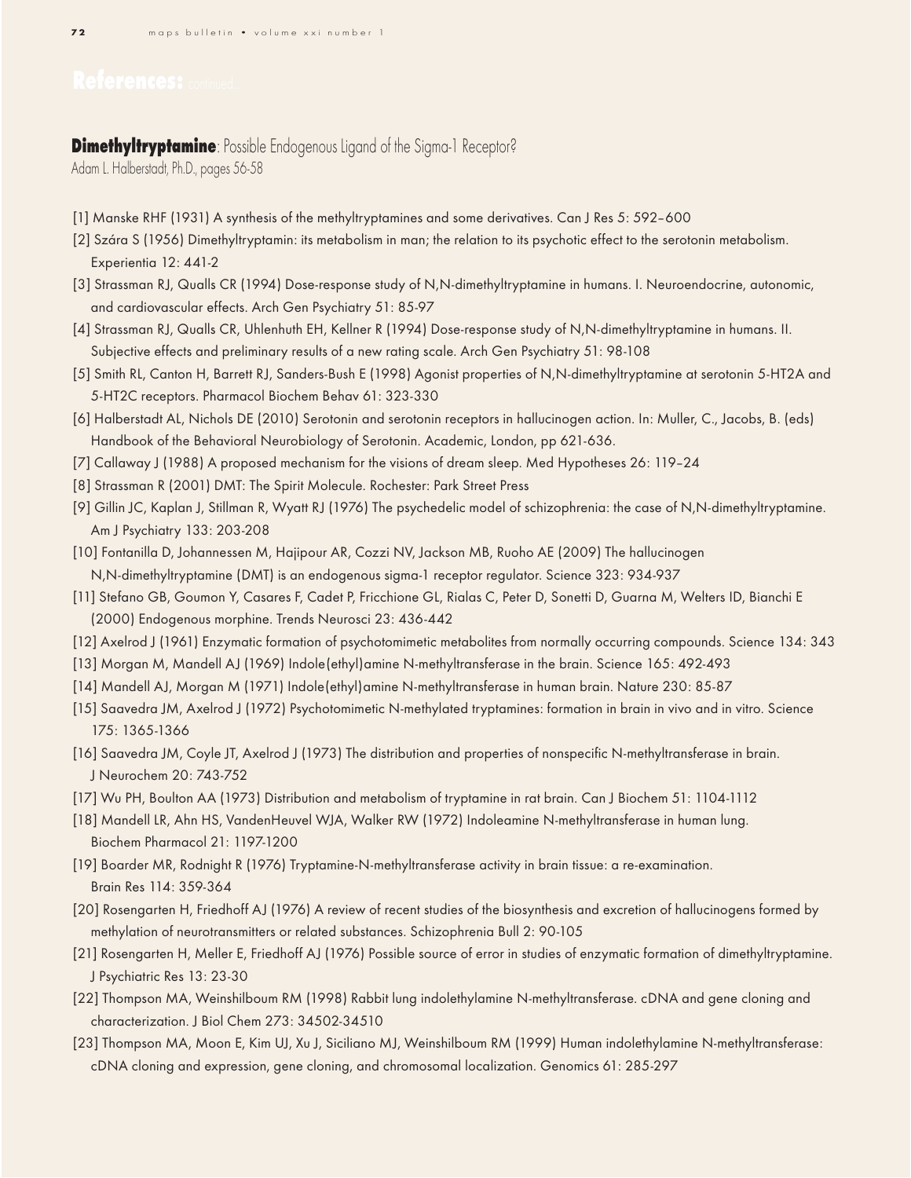# References: continued...

**Dimethyltryptamine**: Possible Endogenous Ligand of the Sigma-1 Receptor?

Adam L. Halberstadt, Ph.D., pages 56-58

[1] Manske RHF (1931) A synthesis of the methyltryptamines and some derivatives. Can J Res 5: 592–600

[2] Szára S (1956) Dimethyltryptamin: its metabolism in man; the relation to its psychotic effect to the serotonin metabolism. Experientia 12: 441-2

[3] Strassman RJ, Qualls CR (1994) Dose-response study of N,N-dimethyltryptamine in humans. I. Neuroendocrine, autonomic, and cardiovascular effects. Arch Gen Psychiatry 51: 85-97

[4] Strassman RJ, Qualls CR, Uhlenhuth EH, Kellner R (1994) Dose-response study of N,N-dimethyltryptamine in humans. II. Subjective effects and preliminary results of a new rating scale. Arch Gen Psychiatry 51: 98-108

[5] Smith RL, Canton H, Barrett RJ, Sanders-Bush E (1998) Agonist properties of N,N-dimethyltryptamine at serotonin 5-HT2A and 5-HT2C receptors. Pharmacol Biochem Behav 61: 323-330

[6] Halberstadt AL, Nichols DE (2010) Serotonin and serotonin receptors in hallucinogen action. In: Muller, C., Jacobs, B. (eds) Handbook of the Behavioral Neurobiology of Serotonin. Academic, London, pp 621-636.

[7] Callaway J (1988) A proposed mechanism for the visions of dream sleep. Med Hypotheses 26: 119–24

[8] Strassman R (2001) DMT: The Spirit Molecule. Rochester: Park Street Press

[9] Gillin JC, Kaplan J, Stillman R, Wyatt RJ (1976) The psychedelic model of schizophrenia: the case of N,N-dimethyltryptamine. Am J Psychiatry 133: 203-208

[10] Fontanilla D, Johannessen M, Hajipour AR, Cozzi NV, Jackson MB, Ruoho AE (2009) The hallucinogen N,N-dimethyltryptamine (DMT) is an endogenous sigma-1 receptor regulator. Science 323: 934-937

[11] Stefano GB, Goumon Y, Casares F, Cadet P, Fricchione GL, Rialas C, Peter D, Sonetti D, Guarna M, Welters ID, Bianchi E (2000) Endogenous morphine. Trends Neurosci 23: 436-442

[12] Axelrod J (1961) Enzymatic formation of psychotomimetic metabolites from normally occurring compounds. Science 134: 343

[13] Morgan M, Mandell AJ (1969) Indole(ethyl)amine N-methyltransferase in the brain. Science 165: 492-493

[14] Mandell AJ, Morgan M (1971) Indole(ethyl)amine N-methyltransferase in human brain. Nature 230: 85-87

[15] Saavedra JM, Axelrod J (1972) Psychotomimetic N-methylated tryptamines: formation in brain in vivo and in vitro. Science 175: 1365-1366

[16] Saavedra JM, Coyle JT, Axelrod J (1973) The distribution and properties of nonspecific N-methyltransferase in brain. J Neurochem 20: 743-752

[17] Wu PH, Boulton AA (1973) Distribution and metabolism of tryptamine in rat brain. Can J Biochem 51: 1104-1112

[18] Mandell LR, Ahn HS, VandenHeuvel WJA, Walker RW (1972) Indoleamine N-methyltransferase in human lung. Biochem Pharmacol 21: 1197-1200

[19] Boarder MR, Rodnight R (1976) Tryptamine-N-methyltransferase activity in brain tissue: a re-examination. Brain Res 114: 359-364

[20] Rosengarten H, Friedhoff AJ (1976) A review of recent studies of the biosynthesis and excretion of hallucinogens formed by methylation of neurotransmitters or related substances. Schizophrenia Bull 2: 90-105

[21] Rosengarten H, Meller E, Friedhoff AJ (1976) Possible source of error in studies of enzymatic formation of dimethyltryptamine. J Psychiatric Res 13: 23-30

[22] Thompson MA, Weinshilboum RM (1998) Rabbit lung indolethylamine N-methyltransferase. cDNA and gene cloning and characterization. J Biol Chem 273: 34502-34510

[23] Thompson MA, Moon E, Kim UJ, Xu J, Siciliano MJ, Weinshilboum RM (1999) Human indolethylamine N-methyltransferase: cDNA cloning and expression, gene cloning, and chromosomal localization. Genomics 61: 285-297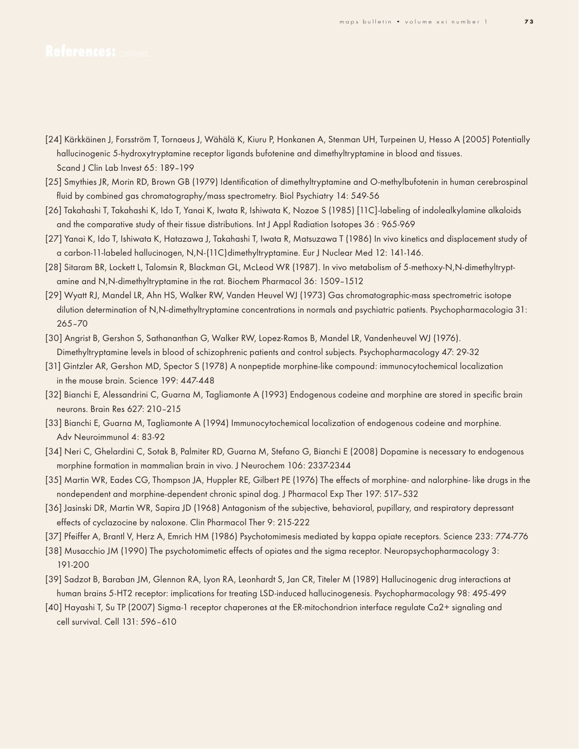## References: continued...

[24] Kärkkäinen J, Forsström T, Tornaeus J, Wähälä K, Kiuru P, Honkanen A, Stenman UH, Turpeinen U, Hesso A (2005) Potentially hallucinogenic 5-hydroxytryptamine receptor ligands bufotenine and dimethyltryptamine in blood and tissues. Scand J Clin Lab Invest 65: 189–199

[25] Smythies JR, Morin RD, Brown GB (1979) Identification of dimethyltryptamine and O-methylbufotenin in human cerebrospinal fluid by combined gas chromatography/mass spectrometry. Biol Psychiatry 14: 549-56

[26] Takahashi T, Takahashi K, Ido T, Yanai K, Iwata R, Ishiwata K, Nozoe S (1985) [11C]-labeling of indolealkylamine alkaloids and the comparative study of their tissue distributions. Int J Appl Radiation Isotopes 36 : 965-969

[27] Yanai K, Ido T, Ishiwata K, Hatazawa J, Takahashi T, Iwata R, Matsuzawa T (1986) In vivo kinetics and displacement study of a carbon-11-labeled hallucinogen, N,N-(11C)dimethyltryptamine. Eur J Nuclear Med 12: 141-146.

[28] Sitaram BR, Lockett L, Talomsin R, Blackman GL, McLeod WR (1987). In vivo metabolism of 5-methoxy-N,N-dimethyltryptamine and N,N-dimethyltryptamine in the rat. Biochem Pharmacol 36: 1509–1512

[29] Wyatt RJ, Mandel LR, Ahn HS, Walker RW, Vanden Heuvel WJ (1973) Gas chromatographic-mass spectrometric isotope dilution determination of N,N-dimethyltryptamine concentrations in normals and psychiatric patients. Psychopharmacologia 31: 265–70

[30] Angrist B, Gershon S, Sathananthan G, Walker RW, Lopez-Ramos B, Mandel LR, Vandenheuvel WJ (1976). Dimethyltryptamine levels in blood of schizophrenic patients and control subjects. Psychopharmacology 47: 29-32

[31] Gintzler AR, Gershon MD, Spector S (1978) A nonpeptide morphine-like compound: immunocytochemical localization in the mouse brain. Science 199: 447-448

[32] Bianchi E, Alessandrini C, Guarna M, Tagliamonte A (1993) Endogenous codeine and morphine are stored in specific brain neurons. Brain Res 627: 210–215

[33] Bianchi E, Guarna M, Tagliamonte A (1994) Immunocytochemical localization of endogenous codeine and morphine. Adv Neuroimmunol 4: 83-92

[34] Neri C, Ghelardini C, Sotak B, Palmiter RD, Guarna M, Stefano G, Bianchi E (2008) Dopamine is necessary to endogenous morphine formation in mammalian brain in vivo. J Neurochem 106: 2337-2344

[35] Martin WR, Eades CG, Thompson JA, Huppler RE, Gilbert PE (1976) The effects of morphine- and nalorphine- like drugs in the nondependent and morphine-dependent chronic spinal dog. J Pharmacol Exp Ther 197: 517–532

[36] Jasinski DR, Martin WR, Sapira JD (1968) Antagonism of the subjective, behavioral, pupillary, and respiratory depressant effects of cyclazocine by naloxone. Clin Pharmacol Ther 9: 215-222

[37] Pfeiffer A, Brantl V, Herz A, Emrich HM (1986) Psychotomimesis mediated by kappa opiate receptors. Science 233: 774-776

[38] Musacchio JM (1990) The psychotomimetic effects of opiates and the sigma receptor. Neuropsychopharmacology 3: 191-200

[39] Sadzot B, Baraban JM, Glennon RA, Lyon RA, Leonhardt S, Jan CR, Titeler M (1989) Hallucinogenic drug interactions at human brains 5-HT2 receptor: implications for treating LSD-induced hallucinogenesis. Psychopharmacology 98: 495-499

[40] Hayashi T, Su TP (2007) Sigma-1 receptor chaperones at the ER-mitochondrion interface regulate Ca2+ signaling and cell survival. Cell 131: 596–610